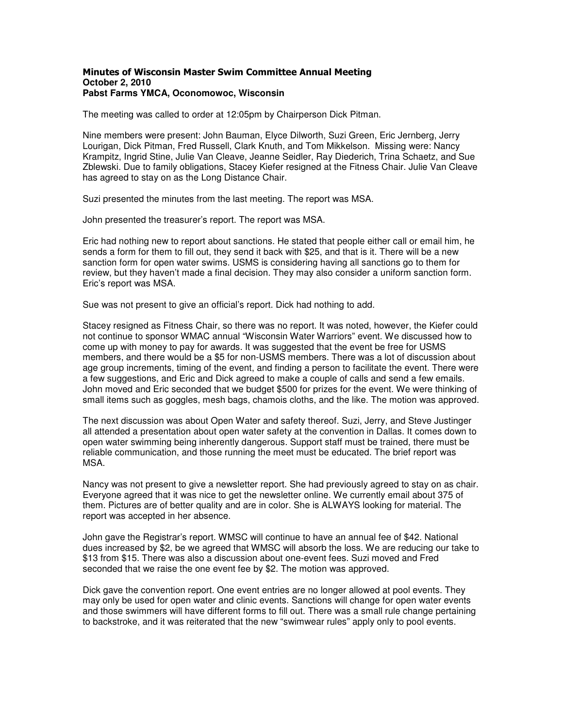**Minutes of Wisconsin Master Swim Committee Annual Meeting**
**October 2, 2010**
**Pabst Farms YMCA, Oconomowoc, Wisconsin**

The meeting was called to order at 12:05pm by Chairperson Dick Pitman.

Nine members were present: John Bauman, Elyce Dilworth, Suzi Green, Eric Jernberg, Jerry Lourigan, Dick Pitman, Fred Russell, Clark Knuth, and Tom Mikkelson. Missing were: Nancy Krampitz, Ingrid Stine, Julie Van Cleave, Jeanne Seidler, Ray Diederich, Trina Schaetz, and Sue Zblewski. Due to family obligations, Stacey Kiefer resigned at the Fitness Chair. Julie Van Cleave has agreed to stay on as the Long Distance Chair.

Suzi presented the minutes from the last meeting. The report was MSA.

John presented the treasurer's report. The report was MSA.

Eric had nothing new to report about sanctions. He stated that people either call or email him, he sends a form for them to fill out, they send it back with $25, and that is it. There will be a new sanction form for open water swims. USMS is considering having all sanctions go to them for review, but they haven't made a final decision. They may also consider a uniform sanction form. Eric's report was MSA.

Sue was not present to give an official's report. Dick had nothing to add.

Stacey resigned as Fitness Chair, so there was no report. It was noted, however, the Kiefer could not continue to sponsor WMAC annual "Wisconsin Water Warriors" event. We discussed how to come up with money to pay for awards. It was suggested that the event be free for USMS members, and there would be a $5 for non-USMS members. There was a lot of discussion about age group increments, timing of the event, and finding a person to facilitate the event. There were a few suggestions, and Eric and Dick agreed to make a couple of calls and send a few emails. John moved and Eric seconded that we budget $500 for prizes for the event. We were thinking of small items such as goggles, mesh bags, chamois cloths, and the like. The motion was approved.

The next discussion was about Open Water and safety thereof. Suzi, Jerry, and Steve Justinger all attended a presentation about open water safety at the convention in Dallas. It comes down to open water swimming being inherently dangerous. Support staff must be trained, there must be reliable communication, and those running the meet must be educated. The brief report was MSA.

Nancy was not present to give a newsletter report. She had previously agreed to stay on as chair. Everyone agreed that it was nice to get the newsletter online. We currently email about 375 of them. Pictures are of better quality and are in color. She is ALWAYS looking for material. The report was accepted in her absence.

John gave the Registrar's report. WMSC will continue to have an annual fee of $42. National dues increased by $2, be we agreed that WMSC will absorb the loss. We are reducing our take to $13 from $15. There was also a discussion about one-event fees. Suzi moved and Fred seconded that we raise the one event fee by $2. The motion was approved.

Dick gave the convention report. One event entries are no longer allowed at pool events. They may only be used for open water and clinic events. Sanctions will change for open water events and those swimmers will have different forms to fill out. There was a small rule change pertaining to backstroke, and it was reiterated that the new "swimwear rules" apply only to pool events.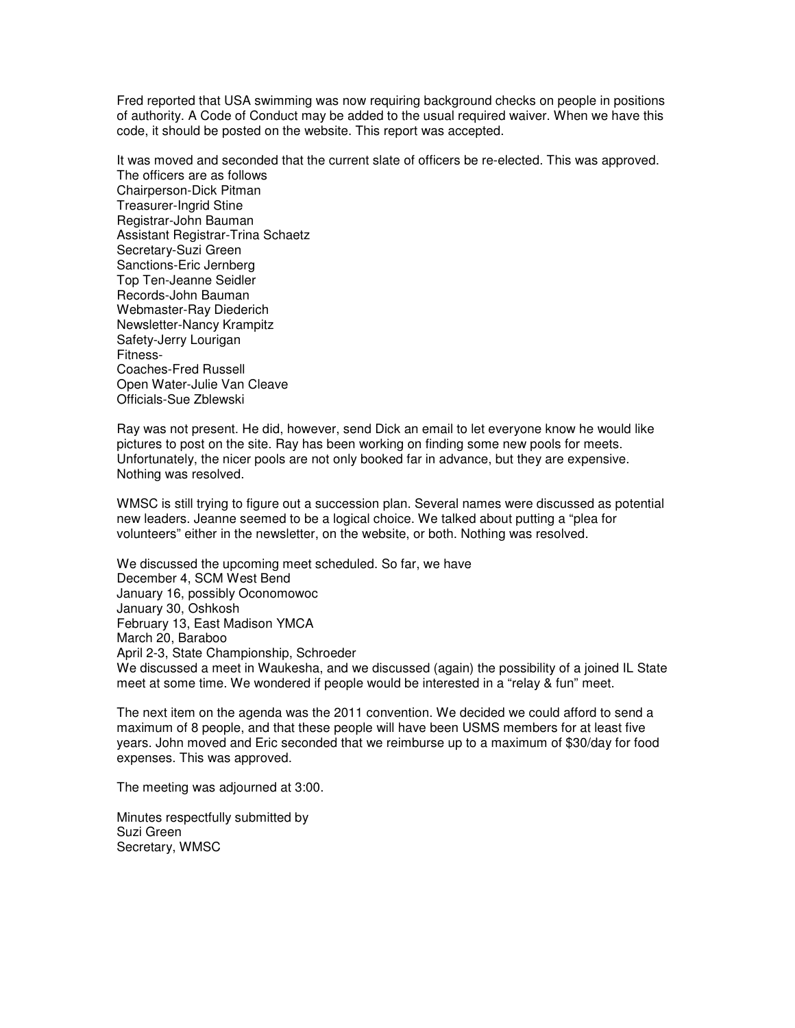Fred reported that USA swimming was now requiring background checks on people in positions of authority. A Code of Conduct may be added to the usual required waiver. When we have this code, it should be posted on the website. This report was accepted.

It was moved and seconded that the current slate of officers be re-elected. This was approved. The officers are as follows
Chairperson-Dick Pitman
Treasurer-Ingrid Stine
Registrar-John Bauman
Assistant Registrar-Trina Schaetz
Secretary-Suzi Green
Sanctions-Eric Jernberg
Top Ten-Jeanne Seidler
Records-John Bauman
Webmaster-Ray Diederich
Newsletter-Nancy Krampitz
Safety-Jerry Lourigan
Fitness-
Coaches-Fred Russell
Open Water-Julie Van Cleave
Officials-Sue Zblewski

Ray was not present. He did, however, send Dick an email to let everyone know he would like pictures to post on the site. Ray has been working on finding some new pools for meets. Unfortunately, the nicer pools are not only booked far in advance, but they are expensive. Nothing was resolved.

WMSC is still trying to figure out a succession plan. Several names were discussed as potential new leaders. Jeanne seemed to be a logical choice. We talked about putting a "plea for volunteers" either in the newsletter, on the website, or both. Nothing was resolved.

We discussed the upcoming meet scheduled. So far, we have
December 4, SCM West Bend
January 16, possibly Oconomowoc
January 30, Oshkosh
February 13, East Madison YMCA
March 20, Baraboo
April 2-3, State Championship, Schroeder
We discussed a meet in Waukesha, and we discussed (again) the possibility of a joined IL State meet at some time. We wondered if people would be interested in a "relay & fun" meet.

The next item on the agenda was the 2011 convention. We decided we could afford to send a maximum of 8 people, and that these people will have been USMS members for at least five years. John moved and Eric seconded that we reimburse up to a maximum of $30/day for food expenses. This was approved.

The meeting was adjourned at 3:00.

Minutes respectfully submitted by
Suzi Green
Secretary, WMSC